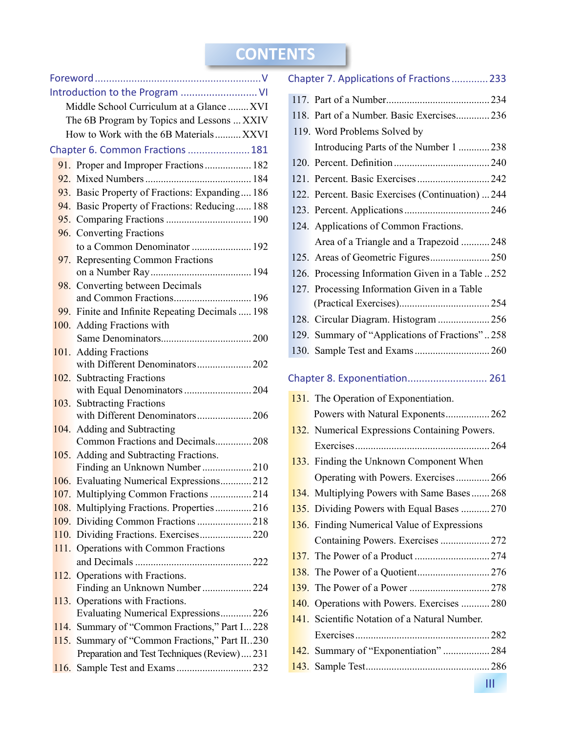# CONTENTS

Foreword ..... V

Introduction to the Program ..... VI

- Middle School Curriculum at a Glance ..... XVI
- The 6B Program by Topics and Lessons ..... XXIV
- How to Work with the 6B Materials ..... XXVI

## Chapter 6. Common Fractions ..... 181

91. Proper and Improper Fractions ..... 182
92. Mixed Numbers ..... 184
93. Basic Property of Fractions: Expanding ..... 186
94. Basic Property of Fractions: Reducing ..... 188
95. Comparing Fractions ..... 190
96. Converting Fractions to a Common Denominator ..... 192
97. Representing Common Fractions on a Number Ray ..... 194
98. Converting between Decimals and Common Fractions ..... 196
99. Finite and Infinite Repeating Decimals ..... 198
100. Adding Fractions with Same Denominators ..... 200
101. Adding Fractions with Different Denominators ..... 202
102. Subtracting Fractions with Equal Denominators ..... 204
103. Subtracting Fractions with Different Denominators ..... 206
104. Adding and Subtracting Common Fractions and Decimals ..... 208
105. Adding and Subtracting Fractions. Finding an Unknown Number ..... 210
106. Evaluating Numerical Expressions ..... 212
107. Multiplying Common Fractions ..... 214
108. Multiplying Fractions. Properties ..... 216
109. Dividing Common Fractions ..... 218
110. Dividing Fractions. Exercises ..... 220
111. Operations with Common Fractions and Decimals ..... 222
112. Operations with Fractions. Finding an Unknown Number ..... 224
113. Operations with Fractions. Evaluating Numerical Expressions ..... 226
114. Summary of "Common Fractions," Part I ..... 228
115. Summary of "Common Fractions," Part II ..... 230
     Preparation and Test Techniques (Review) ..... 231
116. Sample Test and Exams ..... 232

## Chapter 7. Applications of Fractions ..... 233

117. Part of a Number ..... 234
118. Part of a Number. Basic Exercises ..... 236
119. Word Problems Solved by Introducing Parts of the Number 1 ..... 238
120. Percent. Definition ..... 240
121. Percent. Basic Exercises ..... 242
122. Percent. Basic Exercises (Continuation) ..... 244
123. Percent. Applications ..... 246
124. Applications of Common Fractions. Area of a Triangle and a Trapezoid ..... 248
125. Areas of Geometric Figures ..... 250
126. Processing Information Given in a Table ..... 252
127. Processing Information Given in a Table (Practical Exercises) ..... 254
128. Circular Diagram. Histogram ..... 256
129. Summary of "Applications of Fractions" ..... 258
130. Sample Test and Exams ..... 260

## Chapter 8. Exponentiation ..... 261

131. The Operation of Exponentiation. Powers with Natural Exponents ..... 262
132. Numerical Expressions Containing Powers. Exercises ..... 264
133. Finding the Unknown Component When Operating with Powers. Exercises ..... 266
134. Multiplying Powers with Same Bases ..... 268
135. Dividing Powers with Equal Bases ..... 270
136. Finding Numerical Value of Expressions Containing Powers. Exercises ..... 272
137. The Power of a Product ..... 274
138. The Power of a Quotient ..... 276
139. The Power of a Power ..... 278
140. Operations with Powers. Exercises ..... 280
141. Scientific Notation of a Natural Number. Exercises ..... 282
142. Summary of "Exponentiation" ..... 284
143. Sample Test ..... 286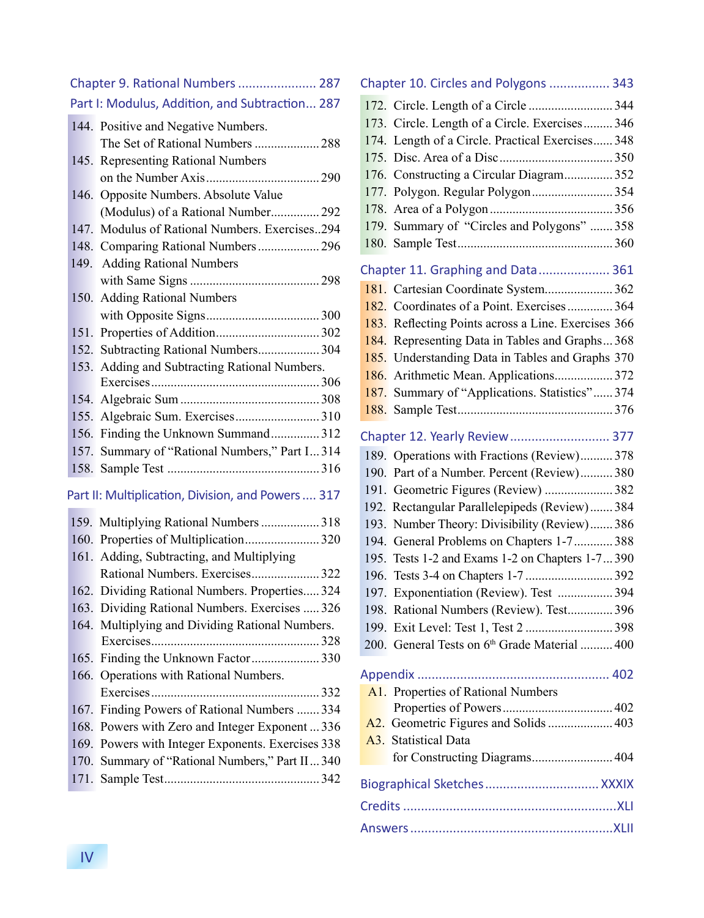## Chapter 9. Rational Numbers ...................... 287

### Part I: Modulus, Addition, and Subtraction... 287

144. Positive and Negative Numbers. The Set of Rational Numbers .................... 288
145. Representing Rational Numbers on the Number Axis................................ 290
146. Opposite Numbers. Absolute Value (Modulus) of a Rational Number............... 292
147. Modulus of Rational Numbers. Exercises..294
148. Comparing Rational Numbers................... 296
149. Adding Rational Numbers with Same Signs ....................................... 298
150. Adding Rational Numbers with Opposite Signs.................................. 300
151. Properties of Addition................................ 302
152. Subtracting Rational Numbers.................. 304
153. Adding and Subtracting Rational Numbers. Exercises.................................................. 306
154. Algebraic Sum ........................................... 308
155. Algebraic Sum. Exercises.......................... 310
156. Finding the Unknown Summand............... 312
157. Summary of "Rational Numbers," Part I... 314
158. Sample Test .............................................. 316

### Part II: Multiplication, Division, and Powers .... 317

159. Multiplying Rational Numbers .................. 318
160. Properties of Multiplication....................... 320
161. Adding, Subtracting, and Multiplying Rational Numbers. Exercises..................... 322
162. Dividing Rational Numbers. Properties..... 324
163. Dividing Rational Numbers. Exercises ..... 326
164. Multiplying and Dividing Rational Numbers. Exercises.................................................. 328
165. Finding the Unknown Factor..................... 330
166. Operations with Rational Numbers. Exercises.................................................. 332
167. Finding Powers of Rational Numbers ....... 334
168. Powers with Zero and Integer Exponent ... 336
169. Powers with Integer Exponents. Exercises 338
170. Summary of "Rational Numbers," Part II... 340
171. Sample Test.............................................. 342

## Chapter 10. Circles and Polygons ................ 343

172. Circle. Length of a Circle .......................... 344
173. Circle. Length of a Circle. Exercises......... 346
174. Length of a Circle. Practical Exercises...... 348
175. Disc. Area of a Disc.................................. 350
176. Constructing a Circular Diagram............... 352
177. Polygon. Regular Polygon......................... 354
178. Area of a Polygon ..................................... 356
179. Summary of "Circles and Polygons" ....... 358
180. Sample Test............................................... 360

## Chapter 11. Graphing and Data................... 361

181. Cartesian Coordinate System.................... 362
182. Coordinates of a Point. Exercises ............. 364
183. Reflecting Points across a Line. Exercises 366
184. Representing Data in Tables and Graphs... 368
185. Understanding Data in Tables and Graphs 370
186. Arithmetic Mean. Applications................. 372
187. Summary of "Applications. Statistics"...... 374
188. Sample Test............................................... 376

## Chapter 12. Yearly Review ........................... 377

189. Operations with Fractions (Review).......... 378
190. Part of a Number. Percent (Review).......... 380
191. Geometric Figures (Review) ..................... 382
192. Rectangular Parallelepipeds (Review)....... 384
193. Number Theory: Divisibility (Review)....... 386
194. General Problems on Chapters 1-7............ 388
195. Tests 1-2 and Exams 1-2 on Chapters 1-7... 390
196. Tests 3-4 on Chapters 1-7 .......................... 392
197. Exponentiation (Review). Test ................. 394
198. Rational Numbers (Review). Test.............. 396
199. Exit Level: Test 1, Test 2 .......................... 398
200. General Tests on 6th Grade Material .......... 400

## Appendix ..................................................... 402

A1. Properties of Rational Numbers Properties of Powers................................. 402
A2. Geometric Figures and Solids .................... 403
A3. Statistical Data for Constructing Diagrams......................... 404

## Biographical Sketches ............................... XXXIX

## Credits .........................................................XLI

## Answers ......................................................XLII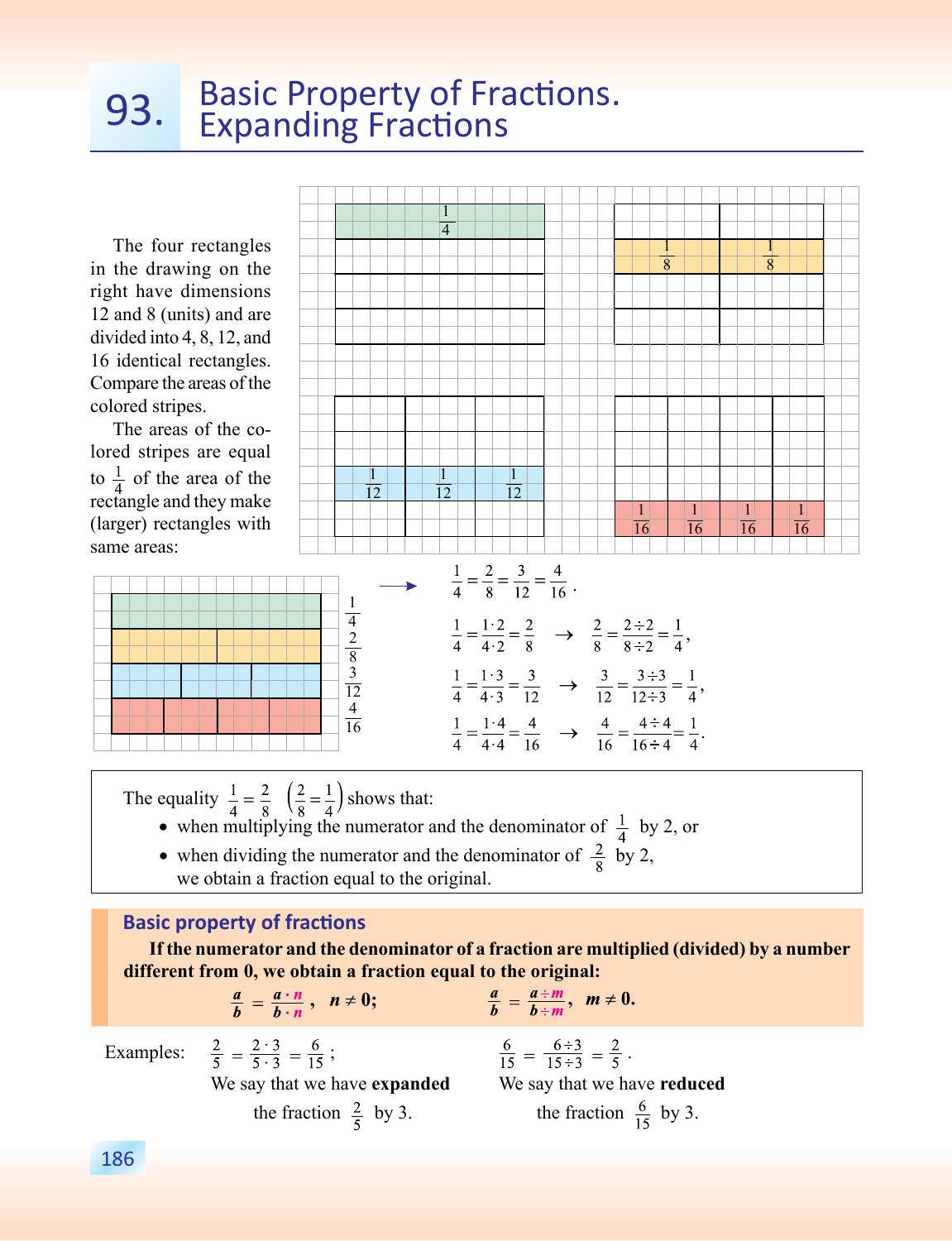# 93. Basic Property of Fractions. Expanding Fractions

The four rectangles in the drawing on the right have dimensions 12 and 8 (units) and are divided into 4, 8, 12, and 16 identical rectangles. Compare the areas of the colored stripes.

The areas of the colored stripes are equal to $\frac{1}{4}$ of the area of the rectangle and they make (larger) rectangles with same areas:

$$\frac{1}{4} = \frac{2}{8} = \frac{3}{12} = \frac{4}{16}.$$

$$\frac{1}{4} = \frac{1 \cdot 2}{4 \cdot 2} = \frac{2}{8} \rightarrow \frac{2}{8} = \frac{2 \div 2}{8 \div 2} = \frac{1}{4},$$

$$\frac{1}{4} = \frac{1 \cdot 3}{4 \cdot 3} = \frac{3}{12} \rightarrow \frac{3}{12} = \frac{3 \div 3}{12 \div 3} = \frac{1}{4},$$

$$\frac{1}{4} = \frac{1 \cdot 4}{4 \cdot 4} = \frac{4}{16} \rightarrow \frac{4}{16} = \frac{4 \div 4}{16 \div 4} = \frac{1}{4}.$$

The equality $\frac{1}{4} = \frac{2}{8}$ $\left(\frac{2}{8} = \frac{1}{4}\right)$ shows that:

- when multiplying the numerator and the denominator of $\frac{1}{4}$ by 2, or
- when dividing the numerator and the denominator of $\frac{2}{8}$ by 2,

we obtain a fraction equal to the original.

## Basic property of fractions

**If the numerator and the denominator of a fraction are multiplied (divided) by a number different from 0, we obtain a fraction equal to the original:**

$$\frac{a}{b} = \frac{a \cdot n}{b \cdot n}, \quad n \neq 0; \qquad \frac{a}{b} = \frac{a \div m}{b \div m}, \quad m \neq 0.$$

Examples: $\frac{2}{5} = \frac{2 \cdot 3}{5 \cdot 3} = \frac{6}{15}$; We say that we have **expanded** the fraction $\frac{2}{5}$ by 3.

$\frac{6}{15} = \frac{6 \div 3}{15 \div 3} = \frac{2}{5}$. We say that we have **reduced** the fraction $\frac{6}{15}$ by 3.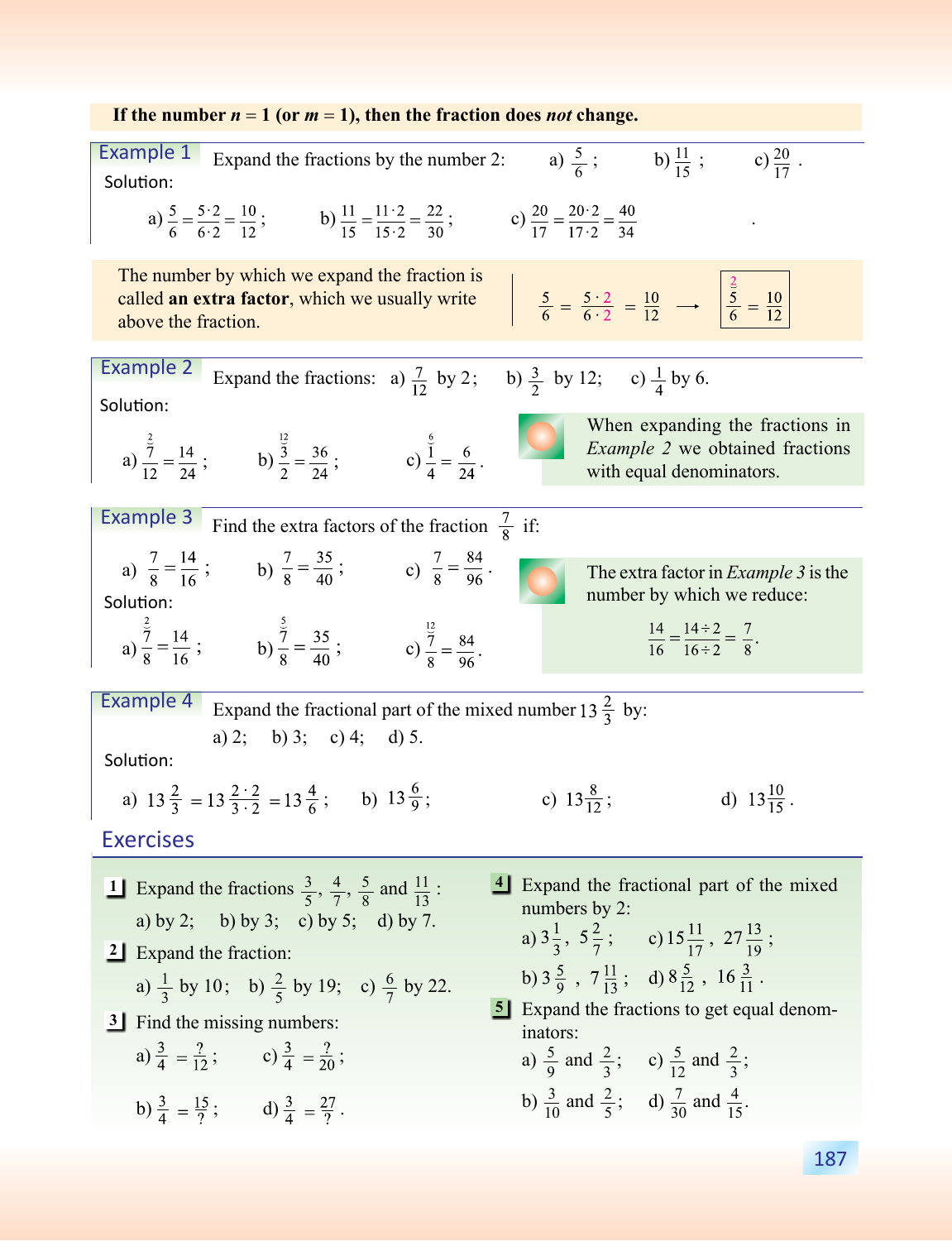**If the number $n = 1$ (or $m = 1$), then the fraction does *not* change.**

**Example 1** Expand the fractions by the number 2: a) $\frac{5}{6}$; b) $\frac{11}{15}$; c) $\frac{20}{17}$.

Solution:

a) $\frac{5}{6} = \frac{5 \cdot 2}{6 \cdot 2} = \frac{10}{12}$; b) $\frac{11}{15} = \frac{11 \cdot 2}{15 \cdot 2} = \frac{22}{30}$; c) $\frac{20}{17} = \frac{20 \cdot 2}{17 \cdot 2} = \frac{40}{34}$.

The number by which we expand the fraction is called **an extra factor**, which we usually write above the fraction.

$$\frac{5}{6} = \frac{5 \cdot 2}{6 \cdot 2} = \frac{10}{12} \longrightarrow \overset{2}{\frac{5}{6}} = \frac{10}{12}$$

**Example 2** Expand the fractions: a) $\frac{7}{12}$ by 2; b) $\frac{3}{2}$ by 12; c) $\frac{1}{4}$ by 6.

Solution:

a) $\overset{2}{\frac{7}{12}} = \frac{14}{24}$; b) $\overset{12}{\frac{3}{2}} = \frac{36}{24}$; c) $\overset{6}{\frac{1}{4}} = \frac{6}{24}$.

When expanding the fractions in *Example 2* we obtained fractions with equal denominators.

**Example 3** Find the extra factors of the fraction $\frac{7}{8}$ if:

a) $\frac{7}{8} = \frac{14}{16}$; b) $\frac{7}{8} = \frac{35}{40}$; c) $\frac{7}{8} = \frac{84}{96}$.

Solution:

a) $\overset{2}{\frac{7}{8}} = \frac{14}{16}$; b) $\overset{5}{\frac{7}{8}} = \frac{35}{40}$; c) $\overset{12}{\frac{7}{8}} = \frac{84}{96}$.

The extra factor in *Example 3* is the number by which we reduce:

$$\frac{14}{16} = \frac{14 \div 2}{16 \div 2} = \frac{7}{8}.$$

**Example 4** Expand the fractional part of the mixed number $13\frac{2}{3}$ by:

a) 2; b) 3; c) 4; d) 5.

Solution:

a) $13\frac{2}{3} = 13\frac{2 \cdot 2}{3 \cdot 2} = 13\frac{4}{6}$; b) $13\frac{6}{9}$; c) $13\frac{8}{12}$; d) $13\frac{10}{15}$.

## Exercises

**1** Expand the fractions $\frac{3}{5}$, $\frac{4}{7}$, $\frac{5}{8}$ and $\frac{11}{13}$:

a) by 2; b) by 3; c) by 5; d) by 7.

**2** Expand the fraction:

a) $\frac{1}{3}$ by 10; b) $\frac{2}{5}$ by 19; c) $\frac{6}{7}$ by 22.

**3** Find the missing numbers:

a) $\frac{3}{4} = \frac{?}{12}$; c) $\frac{3}{4} = \frac{?}{20}$;

b) $\frac{3}{4} = \frac{15}{?}$; d) $\frac{3}{4} = \frac{27}{?}$.

**4** Expand the fractional part of the mixed numbers by 2:

a) $3\frac{1}{3}$, $5\frac{2}{7}$; c) $15\frac{11}{17}$, $27\frac{13}{19}$;

b) $3\frac{5}{9}$, $7\frac{11}{13}$; d) $8\frac{5}{12}$, $16\frac{3}{11}$.

**5** Expand the fractions to get equal denominators:

a) $\frac{5}{9}$ and $\frac{2}{3}$; c) $\frac{5}{12}$ and $\frac{2}{3}$;

b) $\frac{3}{10}$ and $\frac{2}{5}$; d) $\frac{7}{30}$ and $\frac{4}{15}$.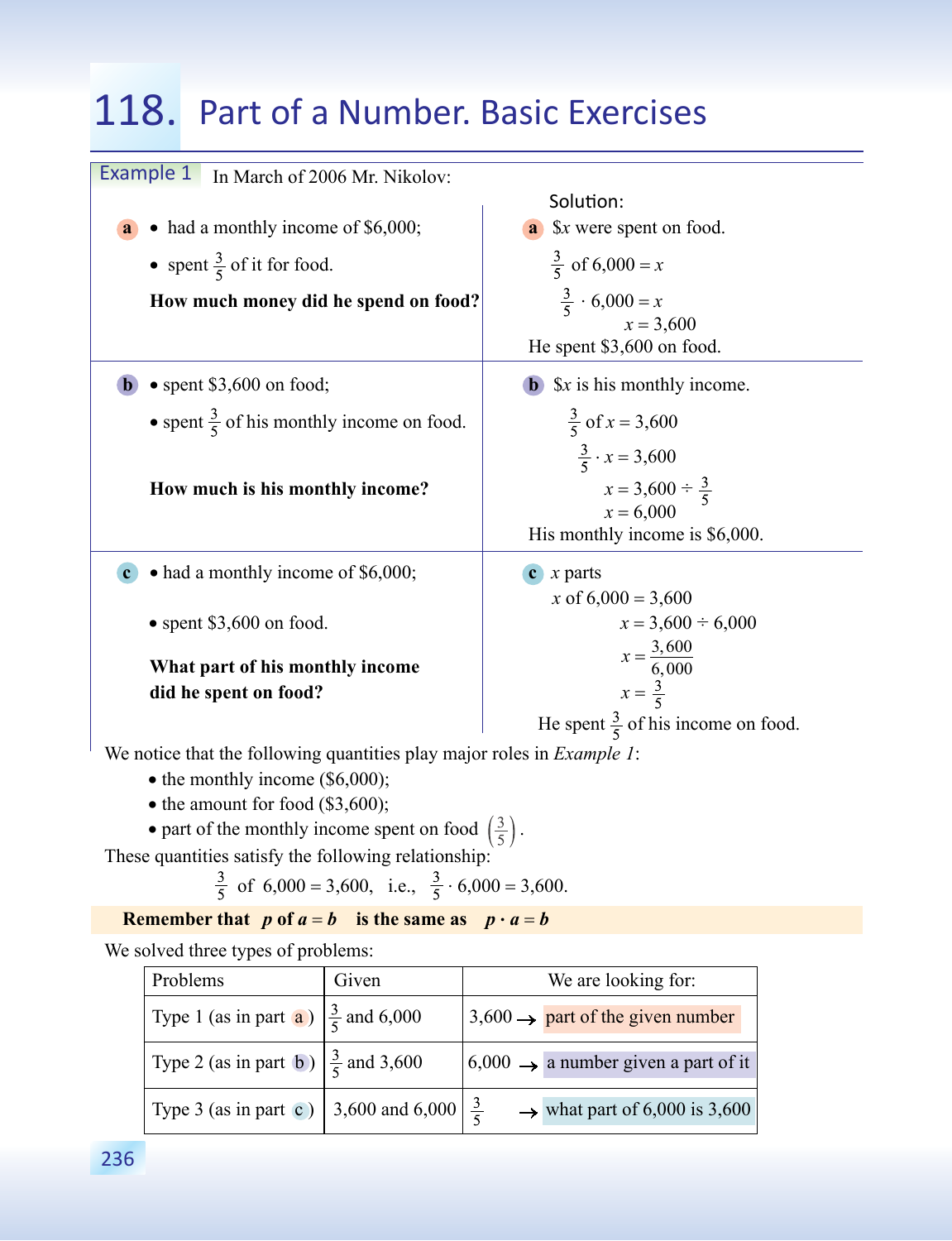# 118. Part of a Number. Basic Exercises

**Example 1** In March of 2006 Mr. Nikolov:

| | Solution: |
|---|---|
| **a** • had a monthly income of \$6,000;<br>• spent $\frac{3}{5}$ of it for food.<br>**How much money did he spend on food?** | **a** \$$x$ were spent on food.<br>$\frac{3}{5}$ of $6{,}000 = x$<br>$\frac{3}{5} \cdot 6{,}000 = x$<br>$x = 3{,}600$<br>He spent \$3,600 on food. |
| **b** • spent \$3,600 on food;<br>• spent $\frac{3}{5}$ of his monthly income on food.<br>**How much is his monthly income?** | **b** \$$x$ is his monthly income.<br>$\frac{3}{5}$ of $x = 3{,}600$<br>$\frac{3}{5} \cdot x = 3{,}600$<br>$x = 3{,}600 \div \frac{3}{5}$<br>$x = 6{,}000$<br>His monthly income is \$6,000. |
| **c** • had a monthly income of \$6,000;<br>• spent \$3,600 on food.<br>**What part of his monthly income did he spent on food?** | **c** $x$ parts<br>$x$ of $6{,}000 = 3{,}600$<br>$x = 3{,}600 \div 6{,}000$<br>$x = \frac{3{,}600}{6{,}000}$<br>$x = \frac{3}{5}$<br>He spent $\frac{3}{5}$ of his income on food. |

We notice that the following quantities play major roles in *Example 1*:

- the monthly income (\$6,000);
- the amount for food (\$3,600);
- part of the monthly income spent on food $\left(\frac{3}{5}\right)$.

These quantities satisfy the following relationship:

$$\frac{3}{5} \text{ of } 6{,}000 = 3{,}600, \quad \text{i.e.,} \quad \frac{3}{5} \cdot 6{,}000 = 3{,}600.$$

**Remember that** $p$ **of** $a = b$ **is the same as** $p \cdot a = b$

We solved three types of problems:

| Problems | Given | We are looking for: |
|---|---|---|
| Type 1 (as in part a) | $\frac{3}{5}$ and 6,000 | 3,600 → part of the given number |
| Type 2 (as in part b) | $\frac{3}{5}$ and 3,600 | 6,000 → a number given a part of it |
| Type 3 (as in part c) | 3,600 and 6,000 | $\frac{3}{5}$ → what part of 6,000 is 3,600 |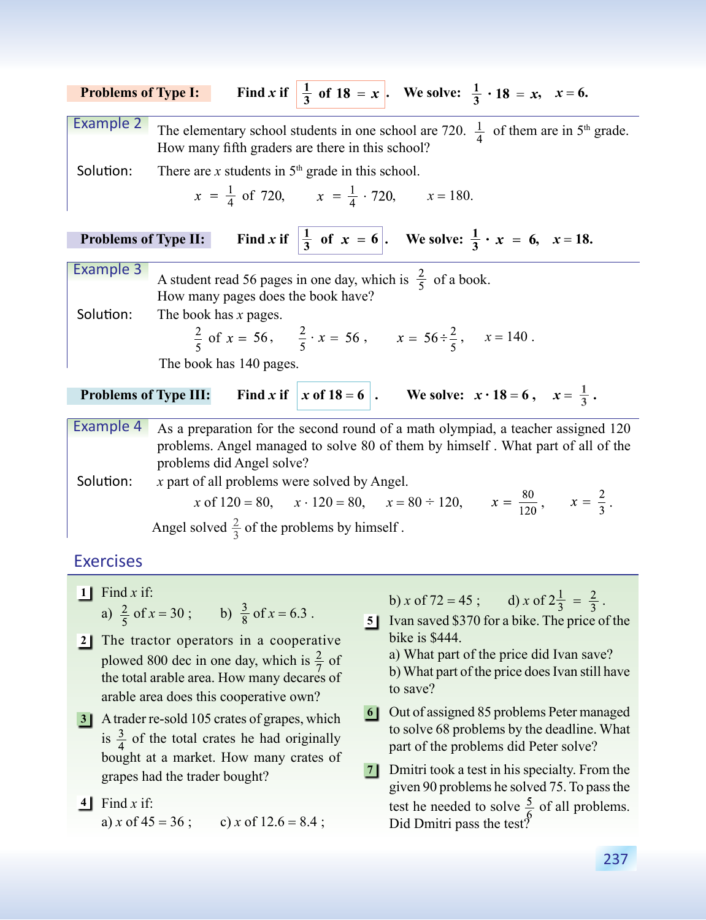**Problems of Type I:** Find $x$ if $\frac{1}{3}$ of $18 = x$. We solve: $\frac{1}{3} \cdot 18 = x$, $x = 6$.

**Example 2** The elementary school students in one school are 720. $\frac{1}{4}$ of them are in 5th grade. How many fifth graders are there in this school?

**Solution:** There are $x$ students in 5th grade in this school.

$$x = \frac{1}{4} \text{ of } 720, \quad x = \frac{1}{4} \cdot 720, \quad x = 180.$$

**Problems of Type II:** Find $x$ if $\frac{1}{3}$ of $x = 6$. We solve: $\frac{1}{3} \cdot x = 6$, $x = 18$.

**Example 3** A student read 56 pages in one day, which is $\frac{2}{5}$ of a book. How many pages does the book have?

**Solution:** The book has $x$ pages.

$$\frac{2}{5} \text{ of } x = 56, \quad \frac{2}{5} \cdot x = 56, \quad x = 56 \div \frac{2}{5}, \quad x = 140.$$

The book has 140 pages.

**Problems of Type III:** Find $x$ if $x$ of $18 = 6$. We solve: $x \cdot 18 = 6$, $x = \frac{1}{3}$.

**Example 4** As a preparation for the second round of a math olympiad, a teacher assigned 120 problems. Angel managed to solve 80 of them by himself . What part of all of the problems did Angel solve?

**Solution:** $x$ part of all problems were solved by Angel.

$$x \text{ of } 120 = 80, \quad x \cdot 120 = 80, \quad x = 80 \div 120, \quad x = \frac{80}{120}, \quad x = \frac{2}{3}.$$

Angel solved $\frac{2}{3}$ of the problems by himself .

## Exercises

**1** Find $x$ if:
a) $\frac{2}{5}$ of $x = 30$ ; b) $\frac{3}{8}$ of $x = 6.3$ .

**2** The tractor operators in a cooperative plowed 800 dec in one day, which is $\frac{2}{7}$ of the total arable area. How many decares of arable area does this cooperative own?

**3** A trader re-sold 105 crates of grapes, which is $\frac{3}{4}$ of the total crates he had originally bought at a market. How many crates of grapes had the trader bought?

**4** Find $x$ if:
a) $x$ of $45 = 36$ ; c) $x$ of $12.6 = 8.4$ ;
b) $x$ of $72 = 45$ ; d) $x$ of $2\frac{1}{3} = \frac{2}{3}$ .

**5** Ivan saved \$370 for a bike. The price of the bike is \$444.
a) What part of the price did Ivan save?
b) What part of the price does Ivan still have to save?

**6** Out of assigned 85 problems Peter managed to solve 68 problems by the deadline. What part of the problems did Peter solve?

**7** Dmitri took a test in his specialty. From the given 90 problems he solved 75. To pass the test he needed to solve $\frac{5}{6}$ of all problems. Did Dmitri pass the test?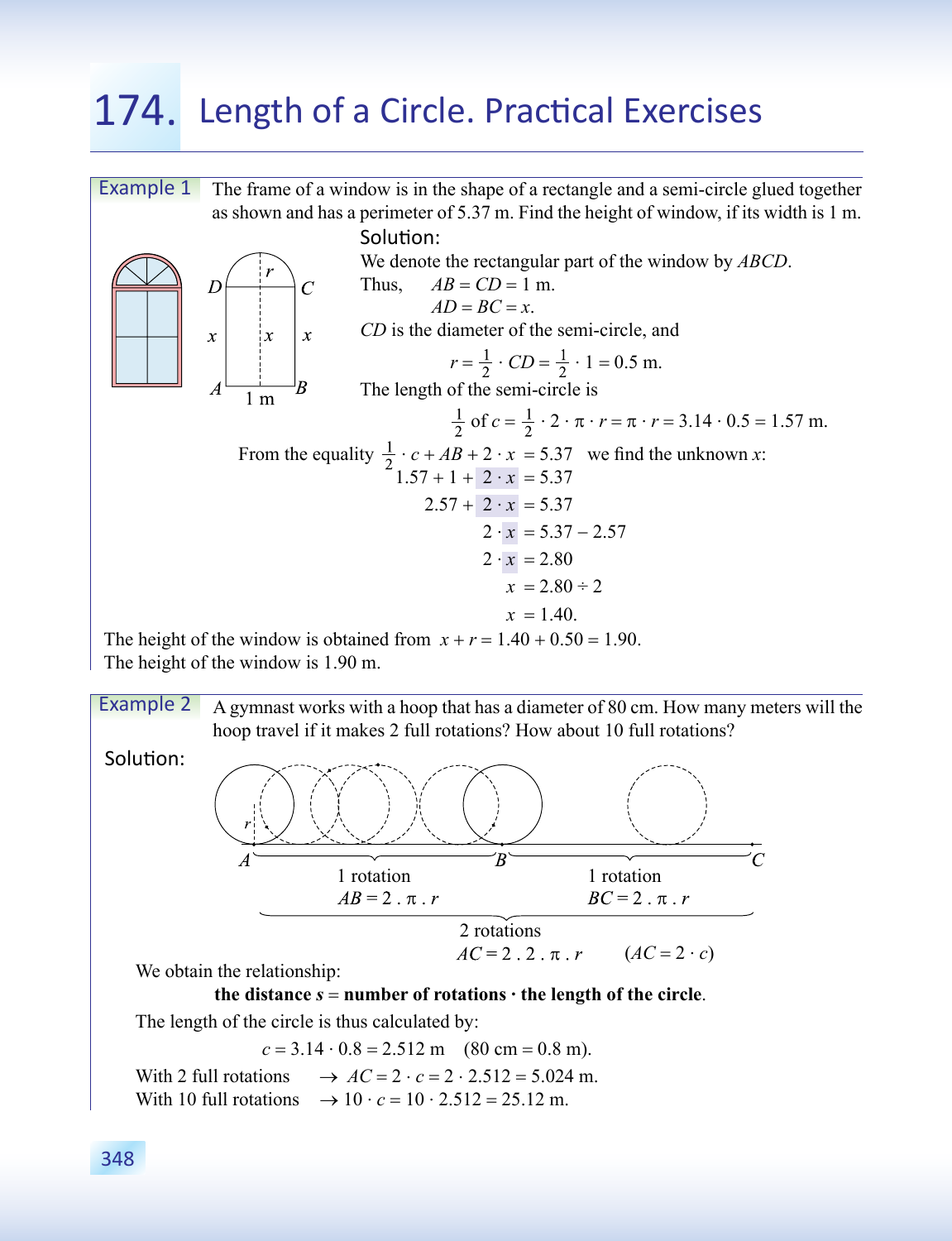# 174. Length of a Circle. Practical Exercises

**Example 1** The frame of a window is in the shape of a rectangle and a semi-circle glued together as shown and has a perimeter of 5.37 m. Find the height of window, if its width is 1 m.

**Solution:**

We denote the rectangular part of the window by $ABCD$.

Thus, $AB = CD = 1$ m.

$AD = BC = x$.

$CD$ is the diameter of the semi-circle, and

$$r = \frac{1}{2} \cdot CD = \frac{1}{2} \cdot 1 = 0.5 \text{ m.}$$

The length of the semi-circle is

$$\frac{1}{2} \text{ of } c = \frac{1}{2} \cdot 2 \cdot \pi \cdot r = \pi \cdot r = 3.14 \cdot 0.5 = 1.57 \text{ m.}$$

From the equality $\frac{1}{2} \cdot c + AB + 2 \cdot x = 5.37$ we find the unknown $x$:

$$1.57 + 1 + 2 \cdot x = 5.37$$
$$2.57 + 2 \cdot x = 5.37$$
$$2 \cdot x = 5.37 - 2.57$$
$$2 \cdot x = 2.80$$
$$x = 2.80 \div 2$$
$$x = 1.40.$$

The height of the window is obtained from $x + r = 1.40 + 0.50 = 1.90$.

The height of the window is 1.90 m.

**Example 2** A gymnast works with a hoop that has a diameter of 80 cm. How many meters will the hoop travel if it makes 2 full rotations? How about 10 full rotations?

**Solution:**

1 rotation: $AB = 2 \cdot \pi \cdot r$

1 rotation: $BC = 2 \cdot \pi \cdot r$

2 rotations: $AC = 2 \cdot 2 \cdot \pi \cdot r$ $\quad (AC = 2 \cdot c)$

We obtain the relationship:

**the distance $s$ = number of rotations · the length of the circle**.

The length of the circle is thus calculated by:

$$c = 3.14 \cdot 0.8 = 2.512 \text{ m} \quad (80 \text{ cm} = 0.8 \text{ m}).$$

With 2 full rotations $\rightarrow AC = 2 \cdot c = 2 \cdot 2.512 = 5.024$ m.

With 10 full rotations $\rightarrow 10 \cdot c = 10 \cdot 2.512 = 25.12$ m.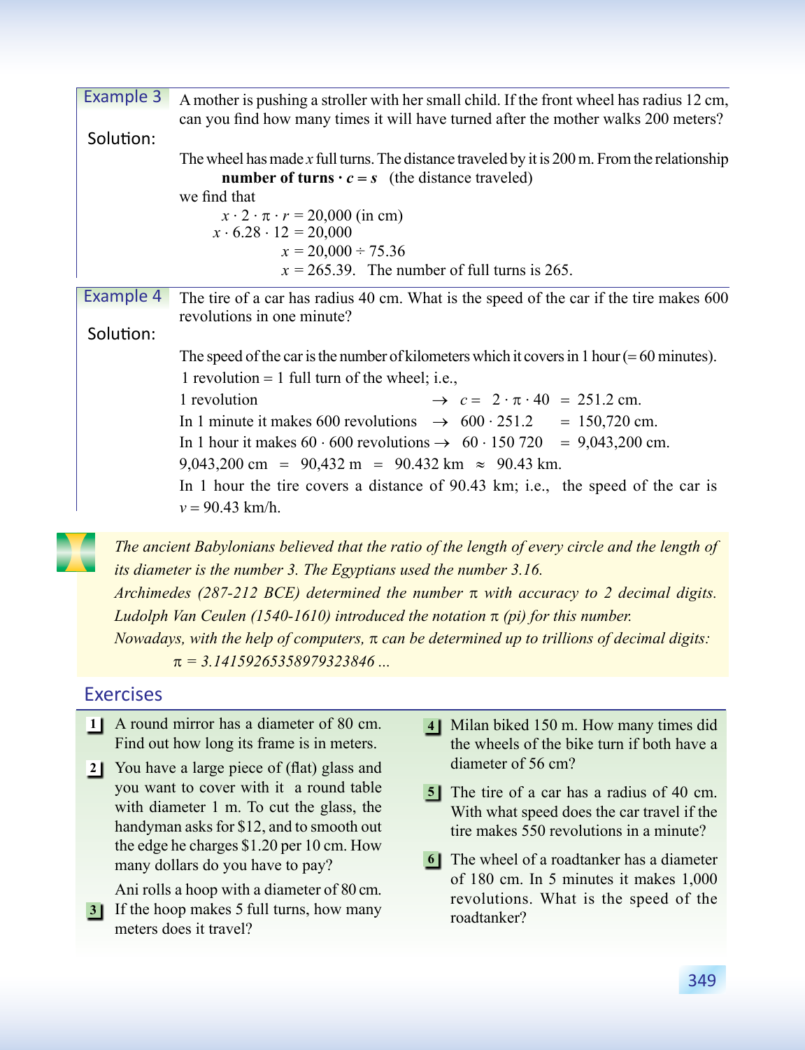**Example 3** A mother is pushing a stroller with her small child. If the front wheel has radius 12 cm, can you find how many times it will have turned after the mother walks 200 meters?

**Solution:**

The wheel has made $x$ full turns. The distance traveled by it is 200 m. From the relationship

**number of turns** $\cdot\ c = s$ (the distance traveled)

we find that

$$x \cdot 2 \cdot \pi \cdot r = 20{,}000 \text{ (in cm)}$$
$$x \cdot 6.28 \cdot 12 = 20{,}000$$
$$x = 20{,}000 \div 75.36$$
$$x = 265.39.$$

The number of full turns is 265.

**Example 4** The tire of a car has radius 40 cm. What is the speed of the car if the tire makes 600 revolutions in one minute?

**Solution:**

The speed of the car is the number of kilometers which it covers in 1 hour (= 60 minutes).

1 revolution = 1 full turn of the wheel; i.e.,

1 revolution $\rightarrow c = 2 \cdot \pi \cdot 40 = 251.2$ cm.

In 1 minute it makes 600 revolutions $\rightarrow 600 \cdot 251.2 = 150{,}720$ cm.

In 1 hour it makes $60 \cdot 600$ revolutions $\rightarrow 60 \cdot 150\,720 = 9{,}043{,}200$ cm.

9,043,200 cm = 90,432 m = 90.432 km ≈ 90.43 km.

In 1 hour the tire covers a distance of 90.43 km; i.e., the speed of the car is $v = 90.43$ km/h.

*The ancient Babylonians believed that the ratio of the length of every circle and the length of its diameter is the number 3. The Egyptians used the number 3.16.*

*Archimedes (287-212 BCE) determined the number π with accuracy to 2 decimal digits.*

*Ludolph Van Ceulen (1540-1610) introduced the notation π (pi) for this number.*

*Nowadays, with the help of computers, π can be determined up to trillions of decimal digits:*

*π = 3.14159265358979323846 ...*

## Exercises

1. A round mirror has a diameter of 80 cm. Find out how long its frame is in meters.

2. You have a large piece of (flat) glass and you want to cover with it a round table with diameter 1 m. To cut the glass, the handyman asks for $12, and to smooth out the edge he charges $1.20 per 10 cm. How many dollars do you have to pay?

3. Ani rolls a hoop with a diameter of 80 cm. If the hoop makes 5 full turns, how many meters does it travel?

4. Milan biked 150 m. How many times did the wheels of the bike turn if both have a diameter of 56 cm?

5. The tire of a car has a radius of 40 cm. With what speed does the car travel if the tire makes 550 revolutions in a minute?

6. The wheel of a roadtanker has a diameter of 180 cm. In 5 minutes it makes 1,000 revolutions. What is the speed of the roadtanker?